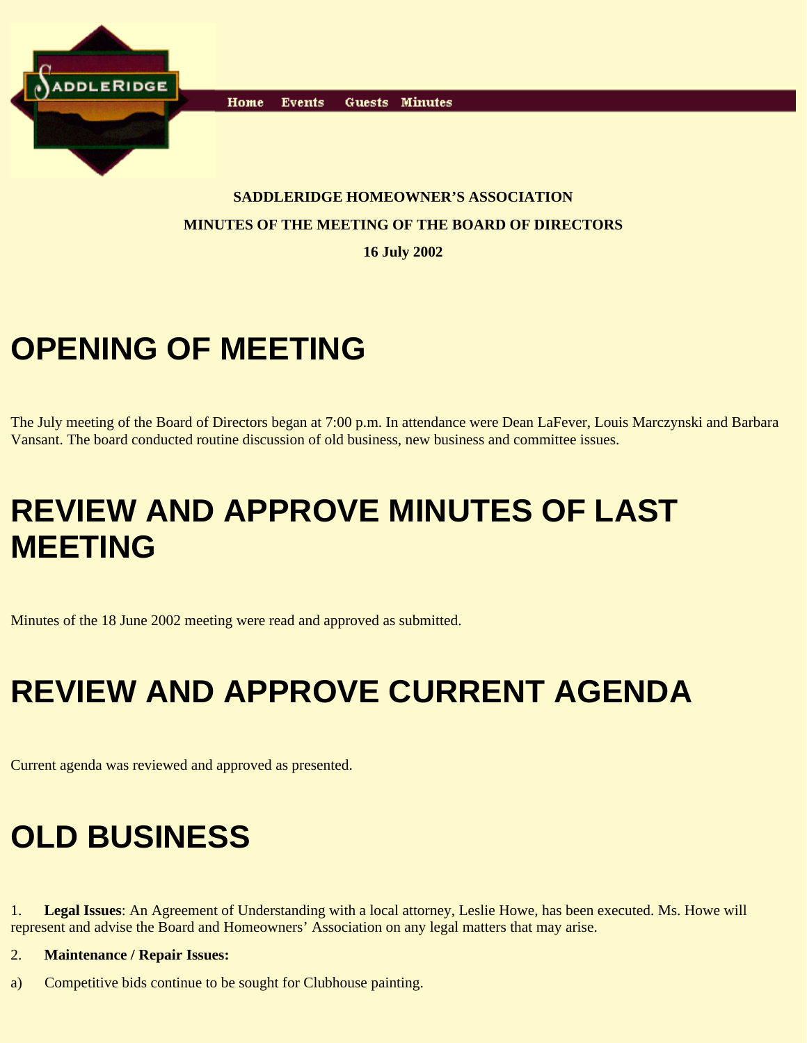Home Events Guests Minutes

**SADDLERIDGE HOMEOWNER'S ASSOCIATION**

**MINUTES OF THE MEETING OF THE BOARD OF DIRECTORS**

**16 July 2002**

# OPENING OF MEETING

The July meeting of the Board of Directors began at 7:00 p.m. In attendance were Dean LaFever, Louis Marczynski and Barbara Vansant. The board conducted routine discussion of old business, new business and committee issues.

# REVIEW AND APPROVE MINUTES OF LAST MEETING

Minutes of the 18 June 2002 meeting were read and approved as submitted.

# REVIEW AND APPROVE CURRENT AGENDA

Current agenda was reviewed and approved as presented.

# OLD BUSINESS

1. **Legal Issues**: An Agreement of Understanding with a local attorney, Leslie Howe, has been executed. Ms. Howe will represent and advise the Board and Homeowners' Association on any legal matters that may arise.

2. **Maintenance / Repair Issues:**

a) Competitive bids continue to be sought for Clubhouse painting.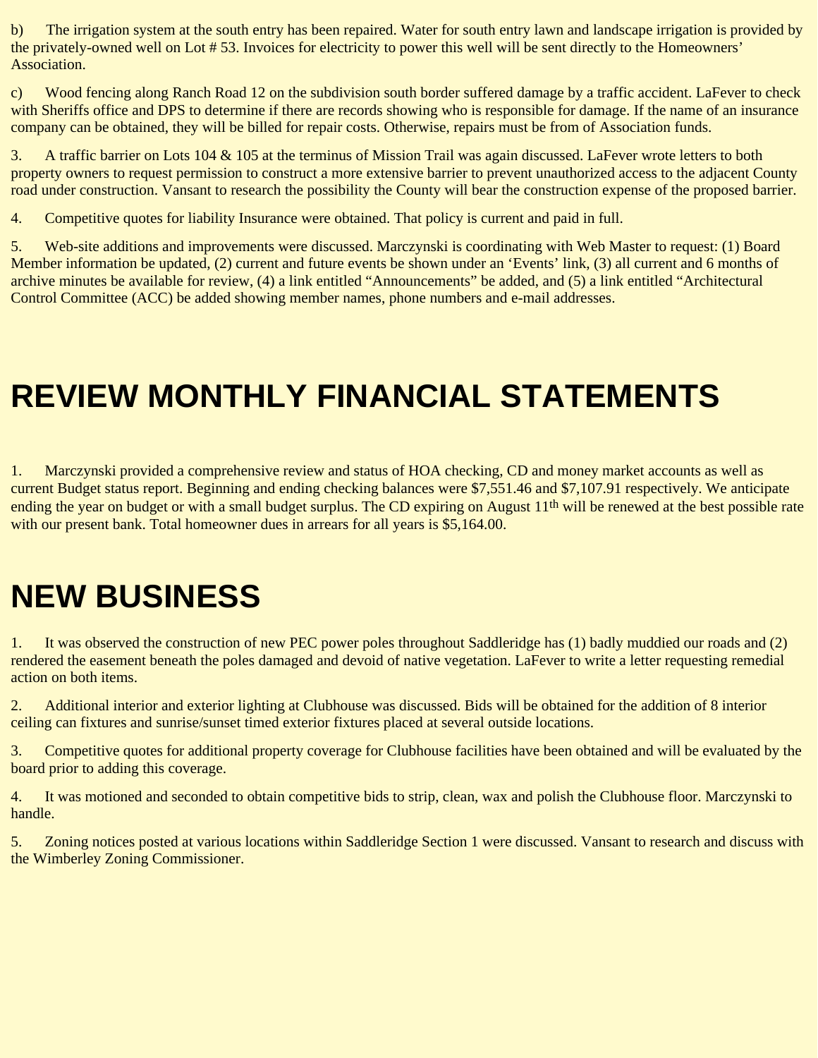b) The irrigation system at the south entry has been repaired. Water for south entry lawn and landscape irrigation is provided by the privately-owned well on Lot # 53. Invoices for electricity to power this well will be sent directly to the Homeowners' Association.

c) Wood fencing along Ranch Road 12 on the subdivision south border suffered damage by a traffic accident. LaFever to check with Sheriffs office and DPS to determine if there are records showing who is responsible for damage. If the name of an insurance company can be obtained, they will be billed for repair costs. Otherwise, repairs must be from of Association funds.

3. A traffic barrier on Lots 104 & 105 at the terminus of Mission Trail was again discussed. LaFever wrote letters to both property owners to request permission to construct a more extensive barrier to prevent unauthorized access to the adjacent County road under construction. Vansant to research the possibility the County will bear the construction expense of the proposed barrier.

4. Competitive quotes for liability Insurance were obtained. That policy is current and paid in full.

5. Web-site additions and improvements were discussed. Marczynski is coordinating with Web Master to request: (1) Board Member information be updated, (2) current and future events be shown under an 'Events' link, (3) all current and 6 months of archive minutes be available for review, (4) a link entitled "Announcements" be added, and (5) a link entitled "Architectural Control Committee (ACC) be added showing member names, phone numbers and e-mail addresses.

# REVIEW MONTHLY FINANCIAL STATEMENTS

1. Marczynski provided a comprehensive review and status of HOA checking, CD and money market accounts as well as current Budget status report. Beginning and ending checking balances were $7,551.46 and $7,107.91 respectively. We anticipate ending the year on budget or with a small budget surplus. The CD expiring on August 11th will be renewed at the best possible rate with our present bank. Total homeowner dues in arrears for all years is $5,164.00.

# NEW BUSINESS

1. It was observed the construction of new PEC power poles throughout Saddleridge has (1) badly muddied our roads and (2) rendered the easement beneath the poles damaged and devoid of native vegetation. LaFever to write a letter requesting remedial action on both items.

2. Additional interior and exterior lighting at Clubhouse was discussed. Bids will be obtained for the addition of 8 interior ceiling can fixtures and sunrise/sunset timed exterior fixtures placed at several outside locations.

3. Competitive quotes for additional property coverage for Clubhouse facilities have been obtained and will be evaluated by the board prior to adding this coverage.

4. It was motioned and seconded to obtain competitive bids to strip, clean, wax and polish the Clubhouse floor. Marczynski to handle.

5. Zoning notices posted at various locations within Saddleridge Section 1 were discussed. Vansant to research and discuss with the Wimberley Zoning Commissioner.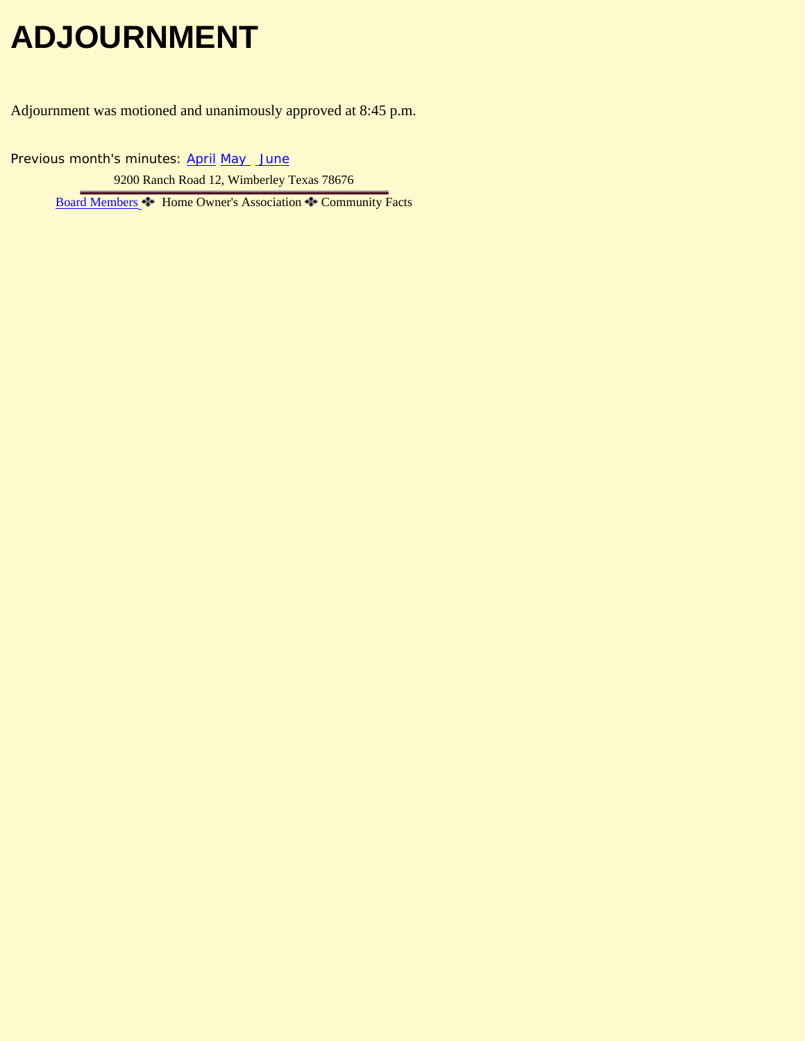# ADJOURNMENT

Adjournment was motioned and unanimously approved at 8:45 p.m.

Previous month's minutes: April May June

9200 Ranch Road 12, Wimberley Texas 78676

---

Board Members ✤ Home Owner's Association ✤ Community Facts